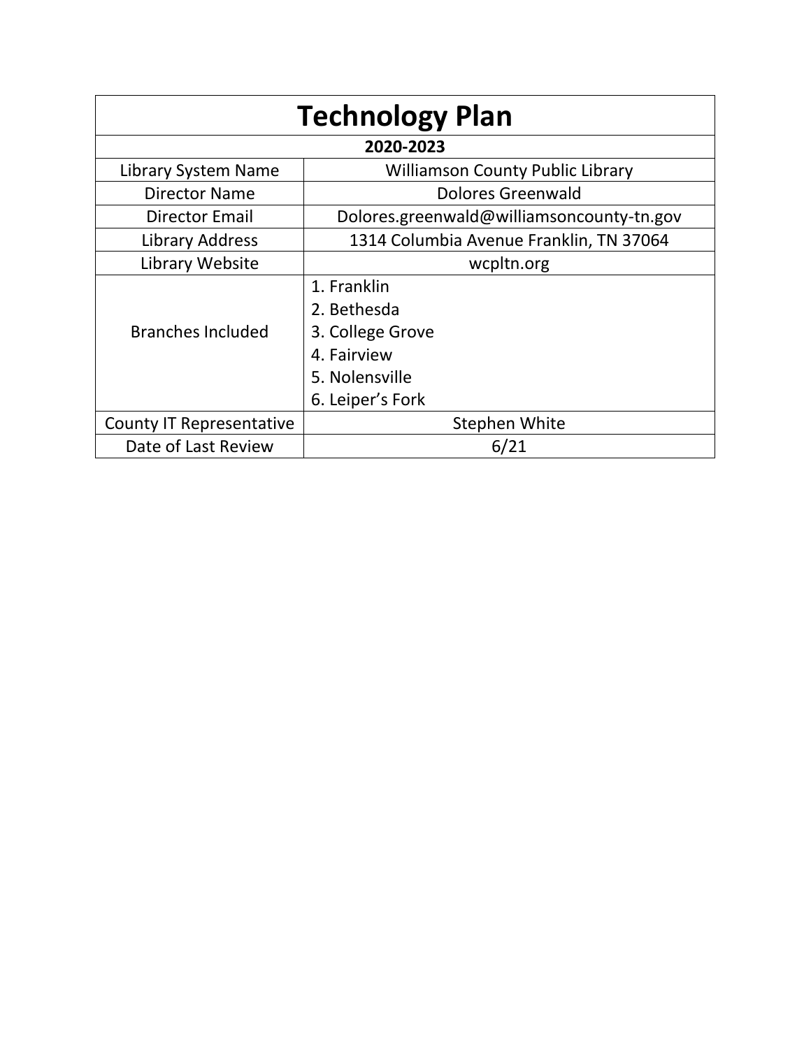# Technology Plan

**2020-2023**

| Field | Value |
|---|---|
| Library System Name | Williamson County Public Library |
| Director Name | Dolores Greenwald |
| Director Email | Dolores.greenwald@williamsoncounty-tn.gov |
| Library Address | 1314 Columbia Avenue Franklin, TN 37064 |
| Library Website | wcpltn.org |
| Branches Included | 1. Franklin<br>2. Bethesda<br>3. College Grove<br>4. Fairview<br>5. Nolensville<br>6. Leiper's Fork |
| County IT Representative | Stephen White |
| Date of Last Review | 6/21 |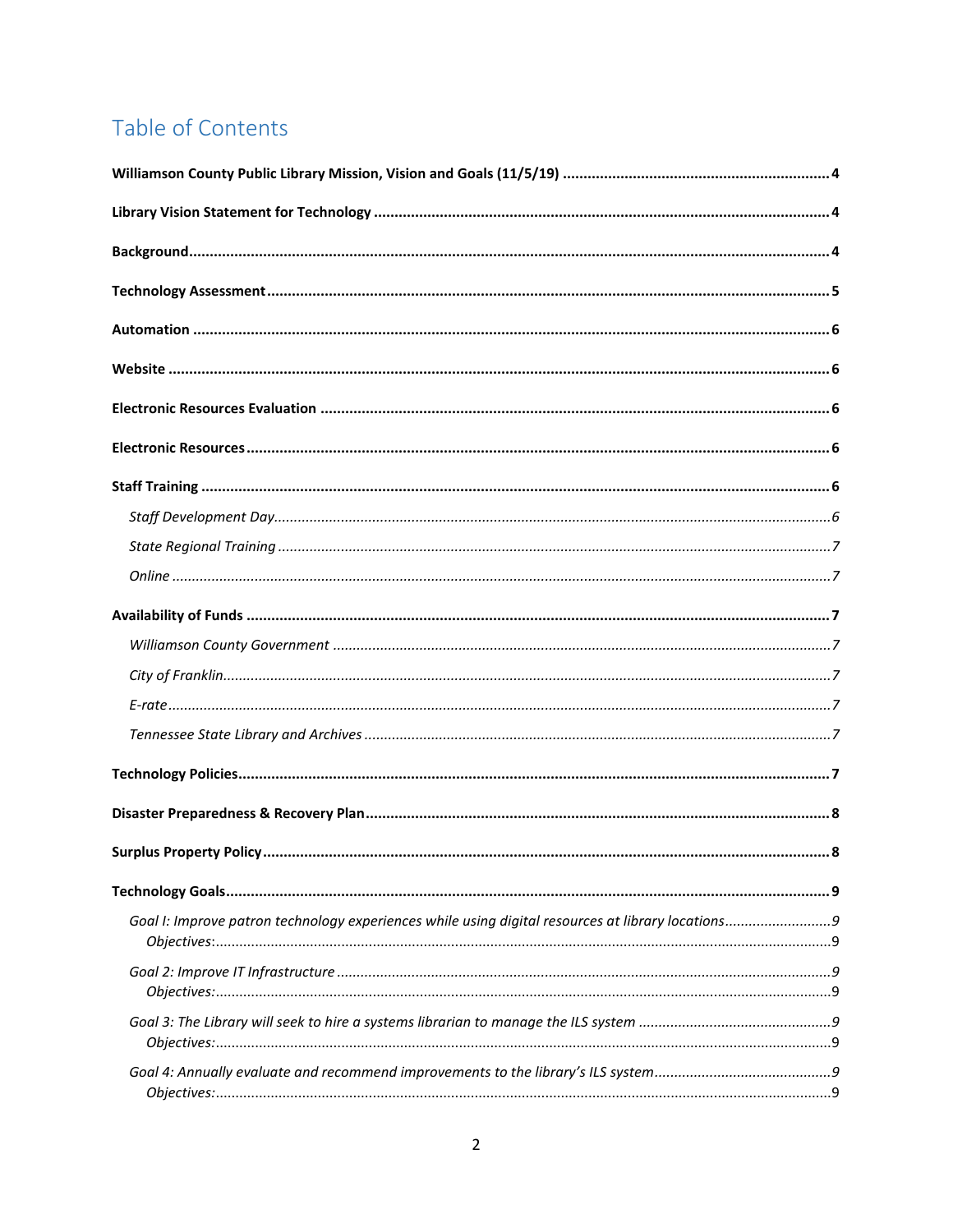# Table of Contents

**Williamson County Public Library Mission, Vision and Goals (11/5/19)** .......... 4

**Library Vision Statement for Technology** .......... 4

**Background** .......... 4

**Technology Assessment** .......... 5

**Automation** .......... 6

**Website** .......... 6

**Electronic Resources Evaluation** .......... 6

**Electronic Resources** .......... 6

**Staff Training** .......... 6

- *Staff Development Day* .......... 6
- *State Regional Training* .......... 7
- *Online* .......... 7

**Availability of Funds** .......... 7

- *Williamson County Government* .......... 7
- *City of Franklin* .......... 7
- *E-rate* .......... 7
- *Tennessee State Library and Archives* .......... 7

**Technology Policies** .......... 7

**Disaster Preparedness & Recovery Plan** .......... 8

**Surplus Property Policy** .......... 8

**Technology Goals** .......... 9

- *Goal I: Improve patron technology experiences while using digital resources at library locations* .......... 9
  - *Objectives:* .......... 9
- *Goal 2: Improve IT Infrastructure* .......... 9
  - *Objectives:* .......... 9
- *Goal 3: The Library will seek to hire a systems librarian to manage the ILS system* .......... 9
  - *Objectives:* .......... 9
- *Goal 4: Annually evaluate and recommend improvements to the library's ILS system* .......... 9
  - *Objectives:* .......... 9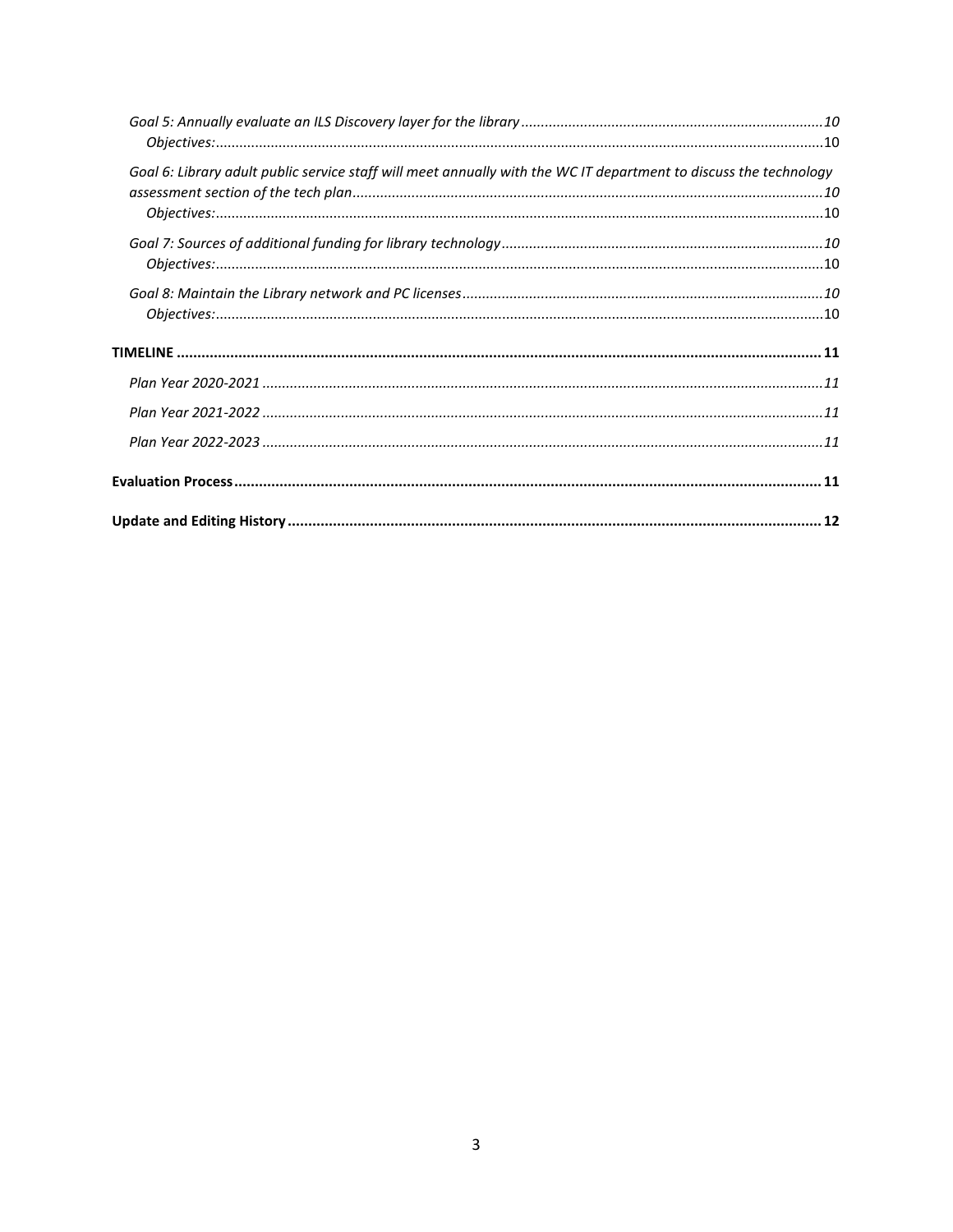*Goal 5: Annually evaluate an ILS Discovery layer for the library* ........ *10*

*Objectives:* ........ 10

*Goal 6: Library adult public service staff will meet annually with the WC IT department to discuss the technology assessment section of the tech plan* ........ *10*

*Objectives:* ........ 10

*Goal 7: Sources of additional funding for library technology* ........ *10*

*Objectives:* ........ 10

*Goal 8: Maintain the Library network and PC licenses* ........ *10*

*Objectives:* ........ 10

**TIMELINE** ........ **11**

*Plan Year 2020-2021* ........ *11*

*Plan Year 2021-2022* ........ *11*

*Plan Year 2022-2023* ........ *11*

**Evaluation Process** ........ **11**

**Update and Editing History** ........ **12**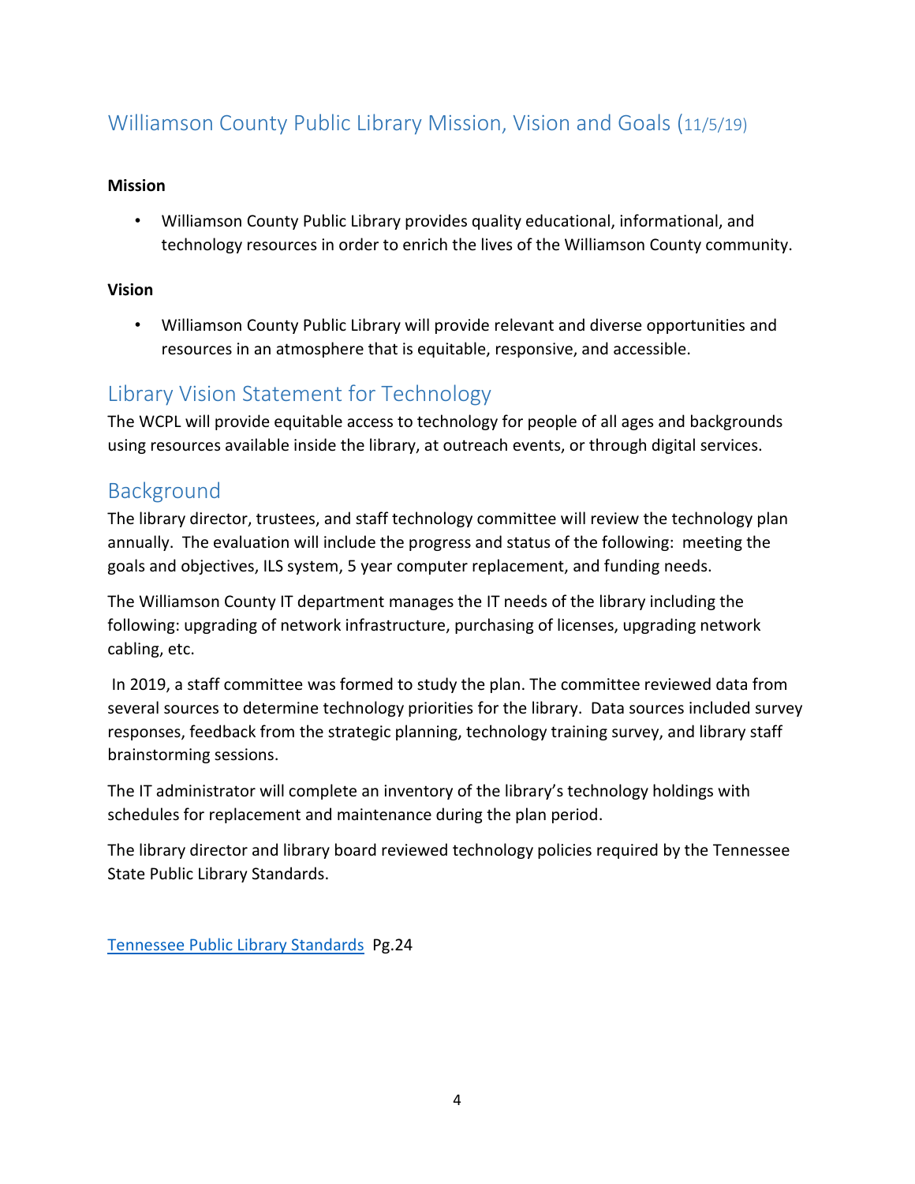## Williamson County Public Library Mission, Vision and Goals (11/5/19)

**Mission**

- Williamson County Public Library provides quality educational, informational, and technology resources in order to enrich the lives of the Williamson County community.

**Vision**

- Williamson County Public Library will provide relevant and diverse opportunities and resources in an atmosphere that is equitable, responsive, and accessible.

## Library Vision Statement for Technology

The WCPL will provide equitable access to technology for people of all ages and backgrounds using resources available inside the library, at outreach events, or through digital services.

## Background

The library director, trustees, and staff technology committee will review the technology plan annually. The evaluation will include the progress and status of the following: meeting the goals and objectives, ILS system, 5 year computer replacement, and funding needs.

The Williamson County IT department manages the IT needs of the library including the following: upgrading of network infrastructure, purchasing of licenses, upgrading network cabling, etc.

In 2019, a staff committee was formed to study the plan. The committee reviewed data from several sources to determine technology priorities for the library. Data sources included survey responses, feedback from the strategic planning, technology training survey, and library staff brainstorming sessions.

The IT administrator will complete an inventory of the library's technology holdings with schedules for replacement and maintenance during the plan period.

The library director and library board reviewed technology policies required by the Tennessee State Public Library Standards.

Tennessee Public Library Standards Pg.24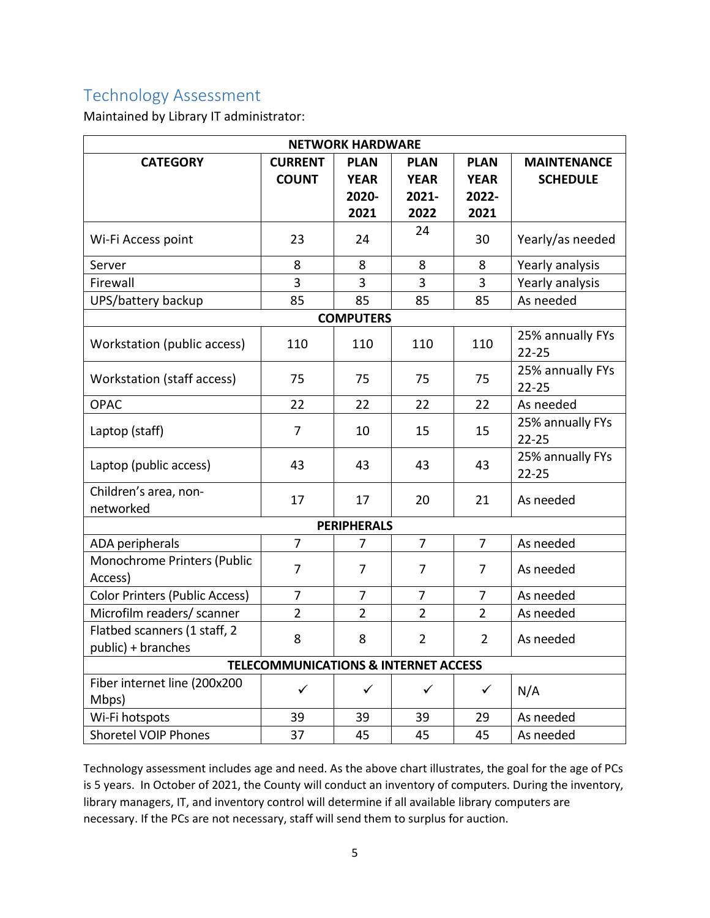## Technology Assessment

Maintained by Library IT administrator:

| CATEGORY | CURRENT COUNT | PLAN YEAR 2020-2021 | PLAN YEAR 2021-2022 | PLAN YEAR 2022-2021 | MAINTENANCE SCHEDULE |
|---|---|---|---|---|---|
| **NETWORK HARDWARE** | | | | | |
| Wi-Fi Access point | 23 | 24 | 24 | 30 | Yearly/as needed |
| Server | 8 | 8 | 8 | 8 | Yearly analysis |
| Firewall | 3 | 3 | 3 | 3 | Yearly analysis |
| UPS/battery backup | 85 | 85 | 85 | 85 | As needed |
| **COMPUTERS** | | | | | |
| Workstation (public access) | 110 | 110 | 110 | 110 | 25% annually FYs 22-25 |
| Workstation (staff access) | 75 | 75 | 75 | 75 | 25% annually FYs 22-25 |
| OPAC | 22 | 22 | 22 | 22 | As needed |
| Laptop (staff) | 7 | 10 | 15 | 15 | 25% annually FYs 22-25 |
| Laptop (public access) | 43 | 43 | 43 | 43 | 25% annually FYs 22-25 |
| Children's area, non-networked | 17 | 17 | 20 | 21 | As needed |
| **PERIPHERALS** | | | | | |
| ADA peripherals | 7 | 7 | 7 | 7 | As needed |
| Monochrome Printers (Public Access) | 7 | 7 | 7 | 7 | As needed |
| Color Printers (Public Access) | 7 | 7 | 7 | 7 | As needed |
| Microfilm readers/ scanner | 2 | 2 | 2 | 2 | As needed |
| Flatbed scanners (1 staff, 2 public) + branches | 8 | 8 | 2 | 2 | As needed |
| **TELECOMMUNICATIONS & INTERNET ACCESS** | | | | | |
| Fiber internet line (200x200 Mbps) | ✓ | ✓ | ✓ | ✓ | N/A |
| Wi-Fi hotspots | 39 | 39 | 39 | 29 | As needed |
| Shoretel VOIP Phones | 37 | 45 | 45 | 45 | As needed |

Technology assessment includes age and need. As the above chart illustrates, the goal for the age of PCs is 5 years. In October of 2021, the County will conduct an inventory of computers. During the inventory, library managers, IT, and inventory control will determine if all available library computers are necessary. If the PCs are not necessary, staff will send them to surplus for auction.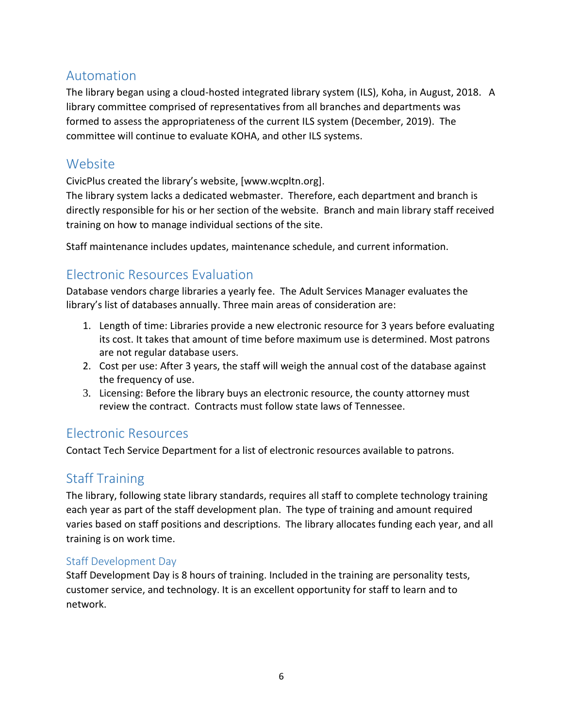## Automation

The library began using a cloud-hosted integrated library system (ILS), Koha, in August, 2018. A library committee comprised of representatives from all branches and departments was formed to assess the appropriateness of the current ILS system (December, 2019). The committee will continue to evaluate KOHA, and other ILS systems.

## Website

CivicPlus created the library's website, [www.wcpltn.org].

The library system lacks a dedicated webmaster. Therefore, each department and branch is directly responsible for his or her section of the website. Branch and main library staff received training on how to manage individual sections of the site.

Staff maintenance includes updates, maintenance schedule, and current information.

## Electronic Resources Evaluation

Database vendors charge libraries a yearly fee. The Adult Services Manager evaluates the library's list of databases annually. Three main areas of consideration are:

1. Length of time: Libraries provide a new electronic resource for 3 years before evaluating its cost. It takes that amount of time before maximum use is determined. Most patrons are not regular database users.
2. Cost per use: After 3 years, the staff will weigh the annual cost of the database against the frequency of use.
3. Licensing: Before the library buys an electronic resource, the county attorney must review the contract. Contracts must follow state laws of Tennessee.

## Electronic Resources

Contact Tech Service Department for a list of electronic resources available to patrons.

## Staff Training

The library, following state library standards, requires all staff to complete technology training each year as part of the staff development plan. The type of training and amount required varies based on staff positions and descriptions. The library allocates funding each year, and all training is on work time.

### Staff Development Day

Staff Development Day is 8 hours of training. Included in the training are personality tests, customer service, and technology. It is an excellent opportunity for staff to learn and to network.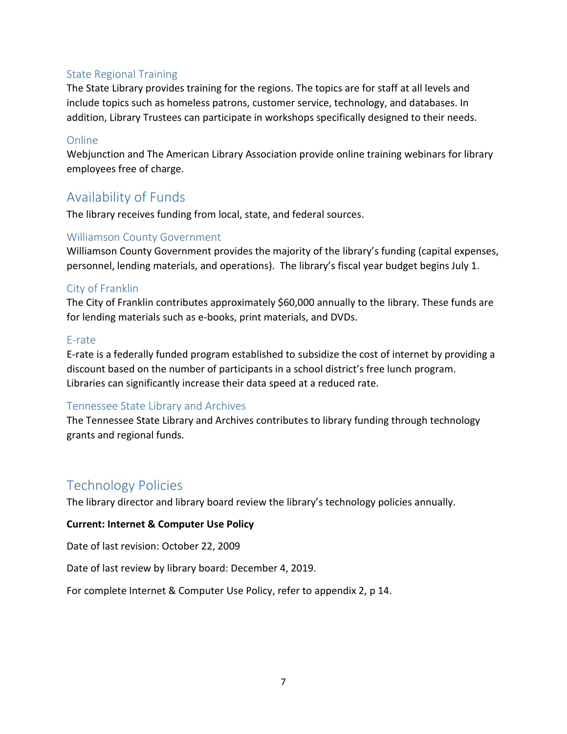### State Regional Training

The State Library provides training for the regions. The topics are for staff at all levels and include topics such as homeless patrons, customer service, technology, and databases. In addition, Library Trustees can participate in workshops specifically designed to their needs.

### Online

Webjunction and The American Library Association provide online training webinars for library employees free of charge.

## Availability of Funds

The library receives funding from local, state, and federal sources.

### Williamson County Government

Williamson County Government provides the majority of the library's funding (capital expenses, personnel, lending materials, and operations). The library's fiscal year budget begins July 1.

### City of Franklin

The City of Franklin contributes approximately $60,000 annually to the library. These funds are for lending materials such as e-books, print materials, and DVDs.

### E-rate

E-rate is a federally funded program established to subsidize the cost of internet by providing a discount based on the number of participants in a school district's free lunch program. Libraries can significantly increase their data speed at a reduced rate.

### Tennessee State Library and Archives

The Tennessee State Library and Archives contributes to library funding through technology grants and regional funds.

## Technology Policies

The library director and library board review the library's technology policies annually.

**Current: Internet & Computer Use Policy**

Date of last revision: October 22, 2009

Date of last review by library board: December 4, 2019.

For complete Internet & Computer Use Policy, refer to appendix 2, p 14.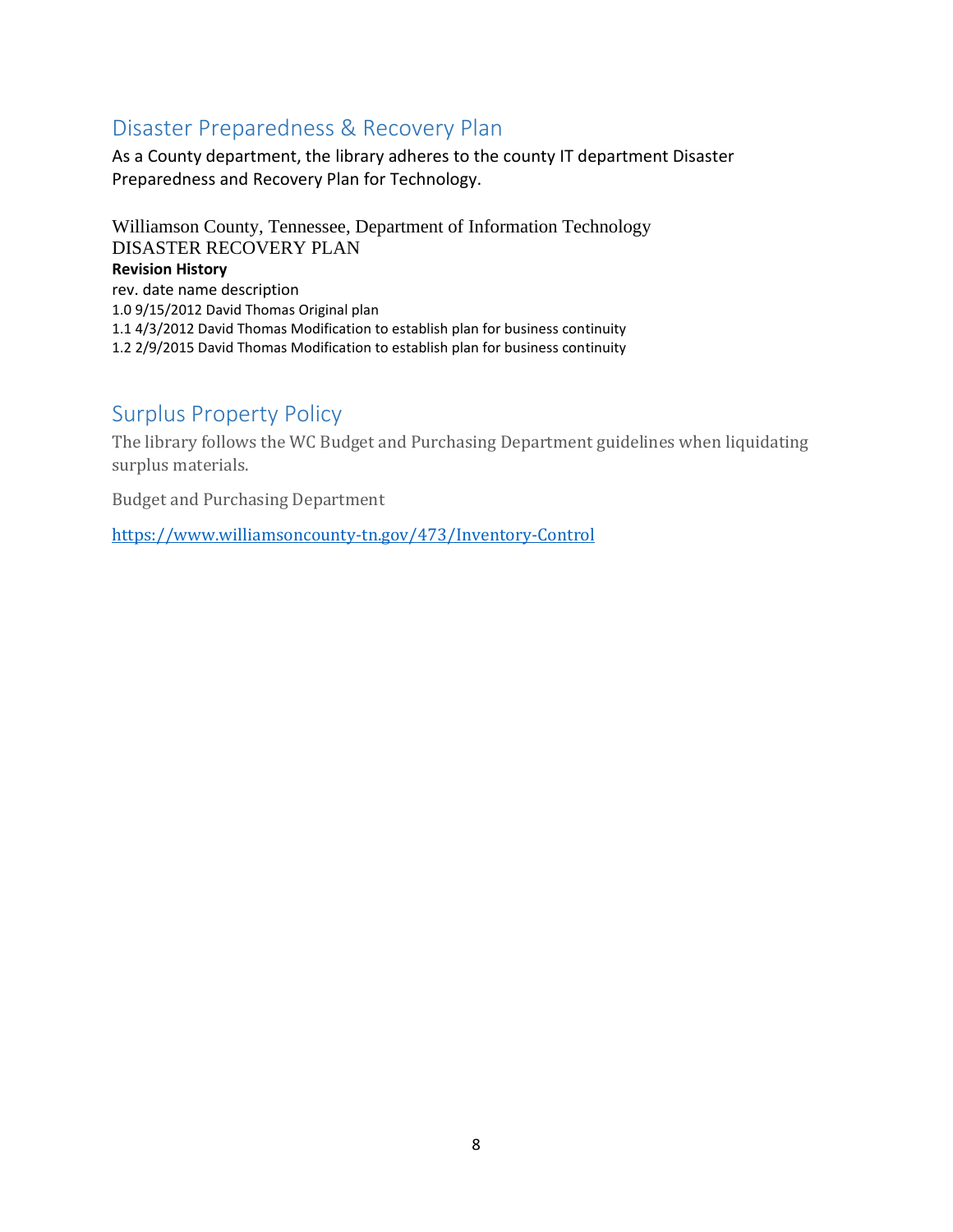## Disaster Preparedness & Recovery Plan

As a County department, the library adheres to the county IT department Disaster Preparedness and Recovery Plan for Technology.

Williamson County, Tennessee, Department of Information Technology
DISASTER RECOVERY PLAN

**Revision History**

rev. date name description
1.0 9/15/2012 David Thomas Original plan
1.1 4/3/2012 David Thomas Modification to establish plan for business continuity
1.2 2/9/2015 David Thomas Modification to establish plan for business continuity

## Surplus Property Policy

The library follows the WC Budget and Purchasing Department guidelines when liquidating surplus materials.

Budget and Purchasing Department

[https://www.williamsoncounty-tn.gov/473/Inventory-Control](https://www.williamsoncounty-tn.gov/473/Inventory-Control)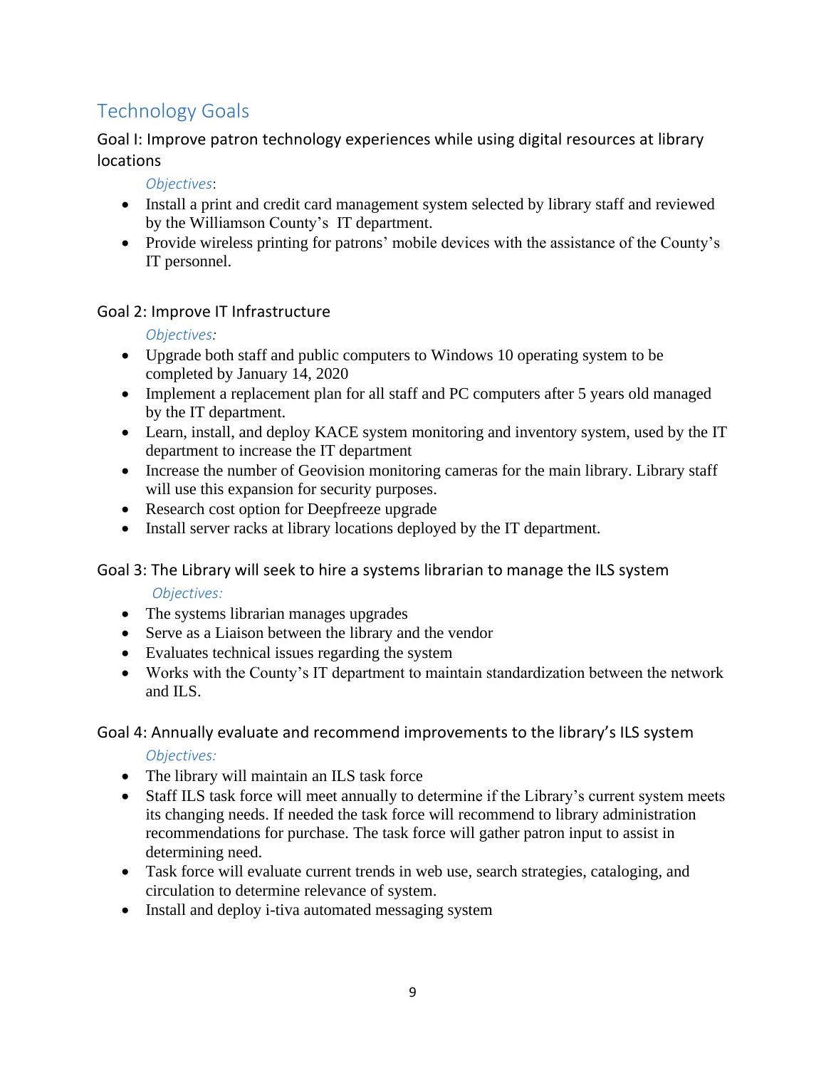## Technology Goals

### Goal I: Improve patron technology experiences while using digital resources at library locations

*Objectives*:

- Install a print and credit card management system selected by library staff and reviewed by the Williamson County's  IT department.
- Provide wireless printing for patrons' mobile devices with the assistance of the County's IT personnel.

### Goal 2: Improve IT Infrastructure

*Objectives:*

- Upgrade both staff and public computers to Windows 10 operating system to be completed by January 14, 2020
- Implement a replacement plan for all staff and PC computers after 5 years old managed by the IT department.
- Learn, install, and deploy KACE system monitoring and inventory system, used by the IT department to increase the IT department
- Increase the number of Geovision monitoring cameras for the main library. Library staff will use this expansion for security purposes.
- Research cost option for Deepfreeze upgrade
- Install server racks at library locations deployed by the IT department.

### Goal 3: The Library will seek to hire a systems librarian to manage the ILS system

*Objectives:*

- The systems librarian manages upgrades
- Serve as a Liaison between the library and the vendor
- Evaluates technical issues regarding the system
- Works with the County's IT department to maintain standardization between the network and ILS.

### Goal 4: Annually evaluate and recommend improvements to the library's ILS system

*Objectives:*

- The library will maintain an ILS task force
- Staff ILS task force will meet annually to determine if the Library's current system meets its changing needs. If needed the task force will recommend to library administration recommendations for purchase. The task force will gather patron input to assist in determining need.
- Task force will evaluate current trends in web use, search strategies, cataloging, and circulation to determine relevance of system.
- Install and deploy i-tiva automated messaging system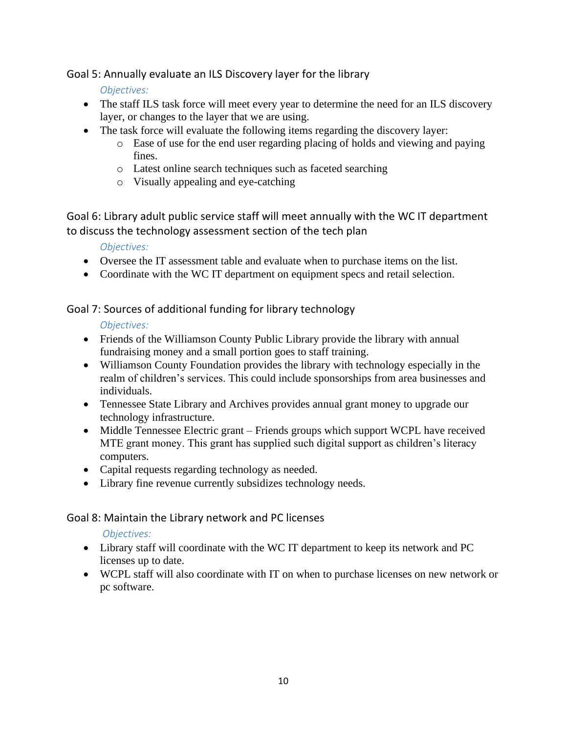## Goal 5: Annually evaluate an ILS Discovery layer for the library

*Objectives:*

- The staff ILS task force will meet every year to determine the need for an ILS discovery layer, or changes to the layer that we are using.
- The task force will evaluate the following items regarding the discovery layer:
  - Ease of use for the end user regarding placing of holds and viewing and paying fines.
  - Latest online search techniques such as faceted searching
  - Visually appealing and eye-catching

## Goal 6: Library adult public service staff will meet annually with the WC IT department to discuss the technology assessment section of the tech plan

*Objectives:*

- Oversee the IT assessment table and evaluate when to purchase items on the list.
- Coordinate with the WC IT department on equipment specs and retail selection.

## Goal 7: Sources of additional funding for library technology

*Objectives:*

- Friends of the Williamson County Public Library provide the library with annual fundraising money and a small portion goes to staff training.
- Williamson County Foundation provides the library with technology especially in the realm of children's services. This could include sponsorships from area businesses and individuals.
- Tennessee State Library and Archives provides annual grant money to upgrade our technology infrastructure.
- Middle Tennessee Electric grant – Friends groups which support WCPL have received MTE grant money. This grant has supplied such digital support as children's literacy computers.
- Capital requests regarding technology as needed.
- Library fine revenue currently subsidizes technology needs.

## Goal 8: Maintain the Library network and PC licenses

*Objectives:*

- Library staff will coordinate with the WC IT department to keep its network and PC licenses up to date.
- WCPL staff will also coordinate with IT on when to purchase licenses on new network or pc software.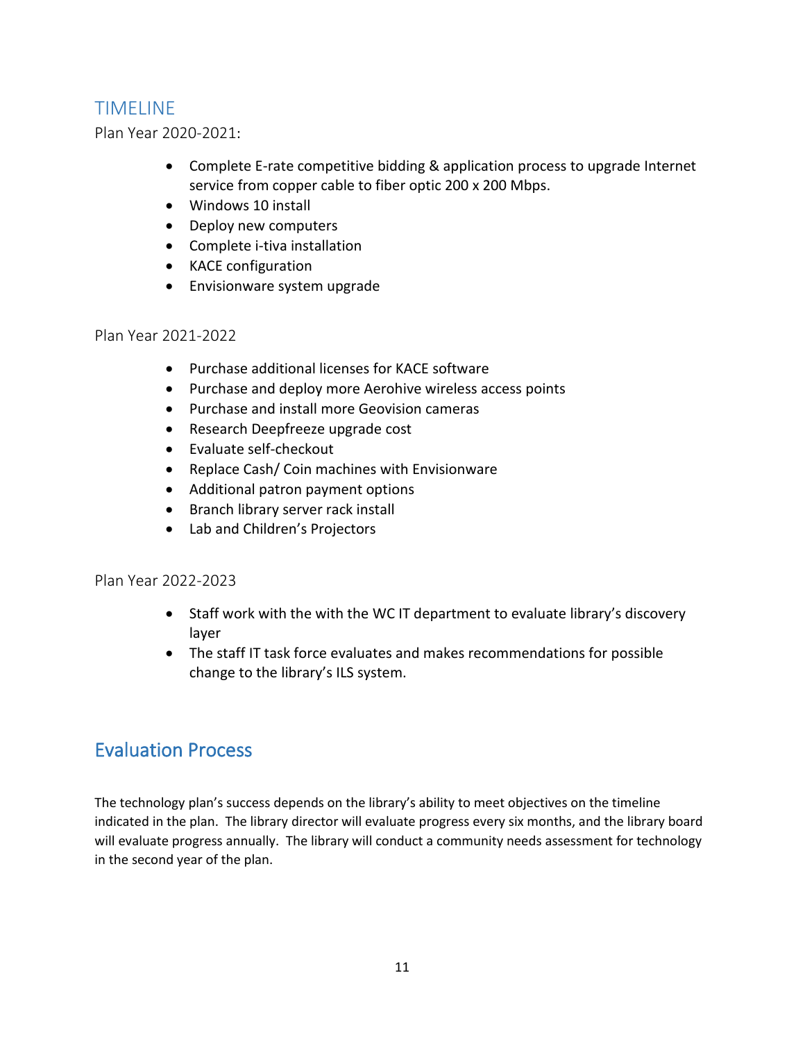## TIMELINE

### Plan Year 2020-2021:

- Complete E-rate competitive bidding & application process to upgrade Internet service from copper cable to fiber optic 200 x 200 Mbps.
- Windows 10 install
- Deploy new computers
- Complete i-tiva installation
- KACE configuration
- Envisionware system upgrade

### Plan Year 2021-2022

- Purchase additional licenses for KACE software
- Purchase and deploy more Aerohive wireless access points
- Purchase and install more Geovision cameras
- Research Deepfreeze upgrade cost
- Evaluate self-checkout
- Replace Cash/ Coin machines with Envisionware
- Additional patron payment options
- Branch library server rack install
- Lab and Children's Projectors

### Plan Year 2022-2023

- Staff work with the with the WC IT department to evaluate library's discovery layer
- The staff IT task force evaluates and makes recommendations for possible change to the library's ILS system.

## Evaluation Process

The technology plan's success depends on the library's ability to meet objectives on the timeline indicated in the plan. The library director will evaluate progress every six months, and the library board will evaluate progress annually. The library will conduct a community needs assessment for technology in the second year of the plan.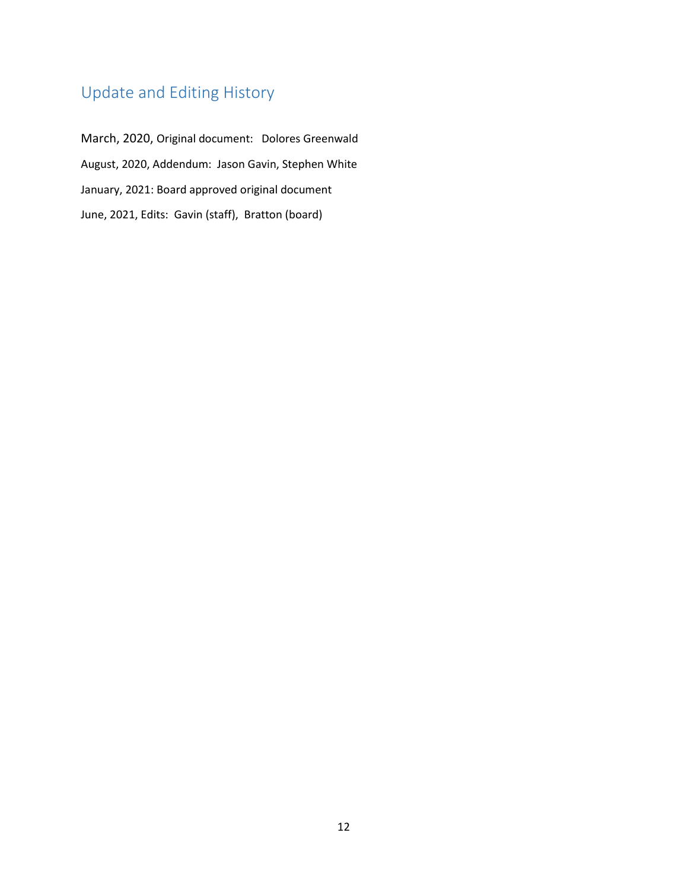## Update and Editing History

March, 2020, Original document: Dolores Greenwald

August, 2020, Addendum: Jason Gavin, Stephen White

January, 2021: Board approved original document

June, 2021, Edits: Gavin (staff), Bratton (board)